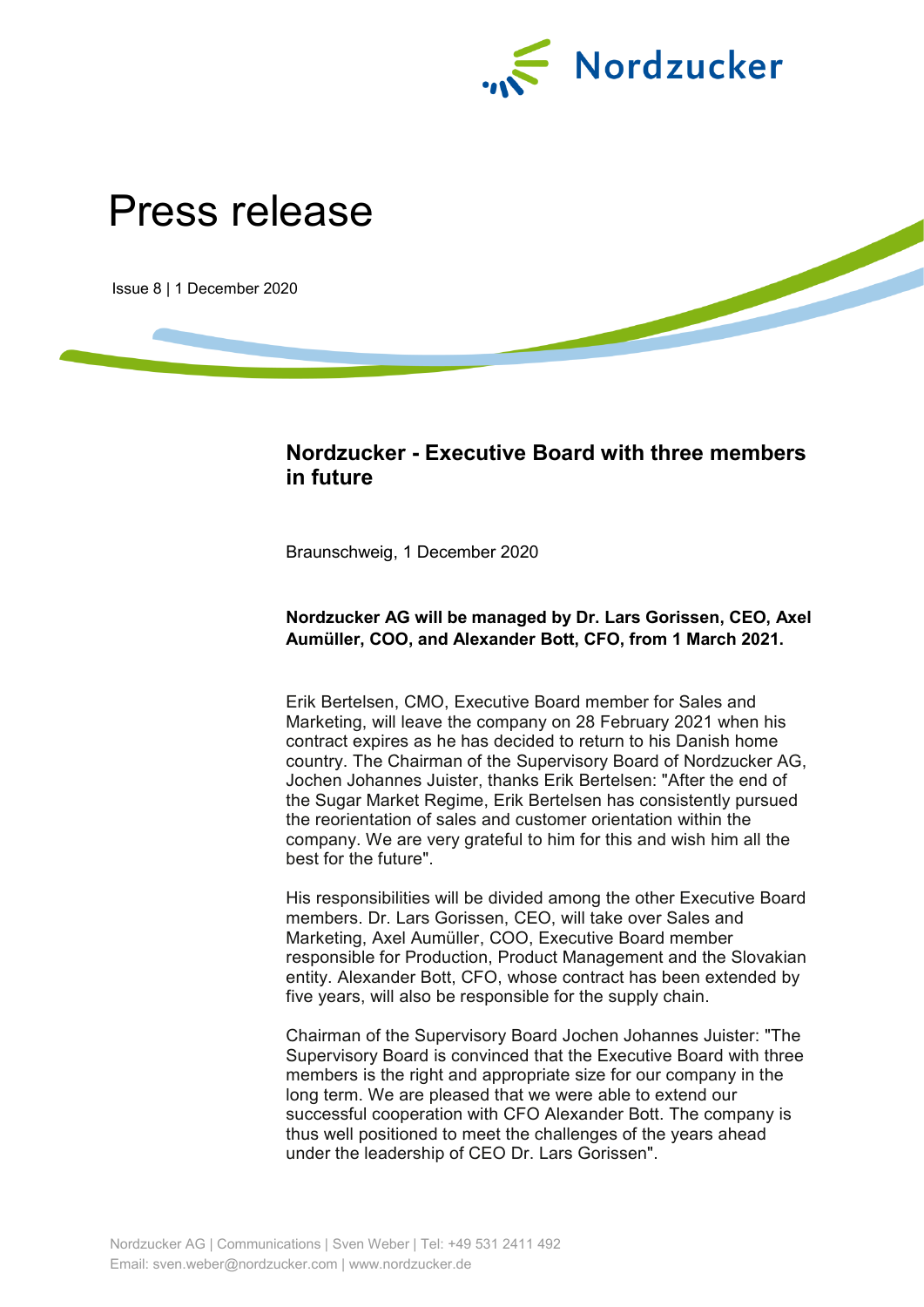# Press release

Issue 8 | 1 December 2020

## Nordzucker - Executive Board with three members in future

Braunschweig, 1 December 2020

**Nordzucker AG will be managed by Dr. Lars Gorissen, CEO, Axel Aumüller, COO, and Alexander Bott, CFO, from 1 March 2021.**

Erik Bertelsen, CMO, Executive Board member for Sales and Marketing, will leave the company on 28 February 2021 when his contract expires as he has decided to return to his Danish home country. The Chairman of the Supervisory Board of Nordzucker AG, Jochen Johannes Juister, thanks Erik Bertelsen: "After the end of the Sugar Market Regime, Erik Bertelsen has consistently pursued the reorientation of sales and customer orientation within the company. We are very grateful to him for this and wish him all the best for the future".

His responsibilities will be divided among the other Executive Board members. Dr. Lars Gorissen, CEO, will take over Sales and Marketing, Axel Aumüller, COO, Executive Board member responsible for Production, Product Management and the Slovakian entity. Alexander Bott, CFO, whose contract has been extended by five years, will also be responsible for the supply chain.

Chairman of the Supervisory Board Jochen Johannes Juister: "The Supervisory Board is convinced that the Executive Board with three members is the right and appropriate size for our company in the long term. We are pleased that we were able to extend our successful cooperation with CFO Alexander Bott. The company is thus well positioned to meet the challenges of the years ahead under the leadership of CEO Dr. Lars Gorissen".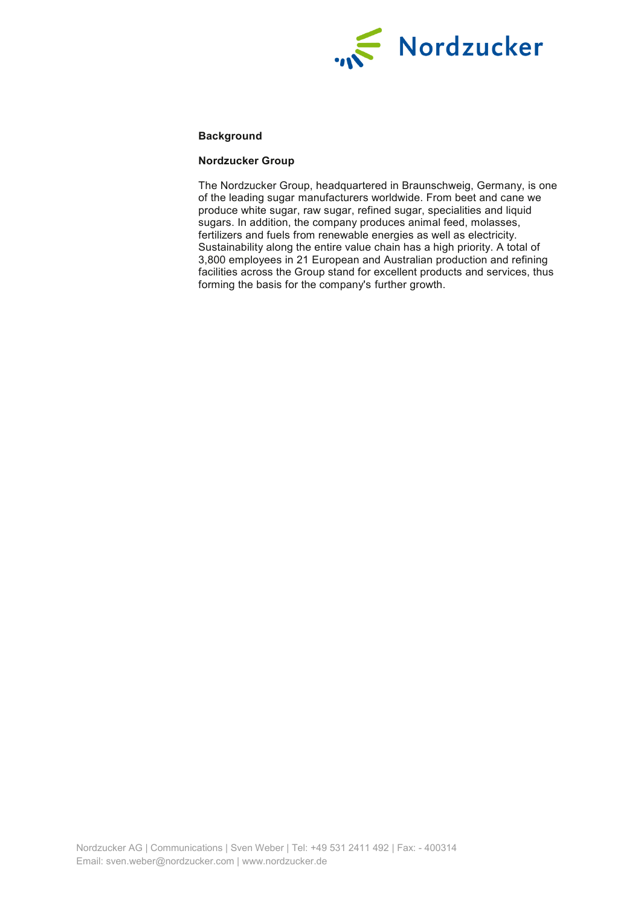**Background**

**Nordzucker Group**

The Nordzucker Group, headquartered in Braunschweig, Germany, is one of the leading sugar manufacturers worldwide. From beet and cane we produce white sugar, raw sugar, refined sugar, specialities and liquid sugars. In addition, the company produces animal feed, molasses, fertilizers and fuels from renewable energies as well as electricity. Sustainability along the entire value chain has a high priority. A total of 3,800 employees in 21 European and Australian production and refining facilities across the Group stand for excellent products and services, thus forming the basis for the company's further growth.